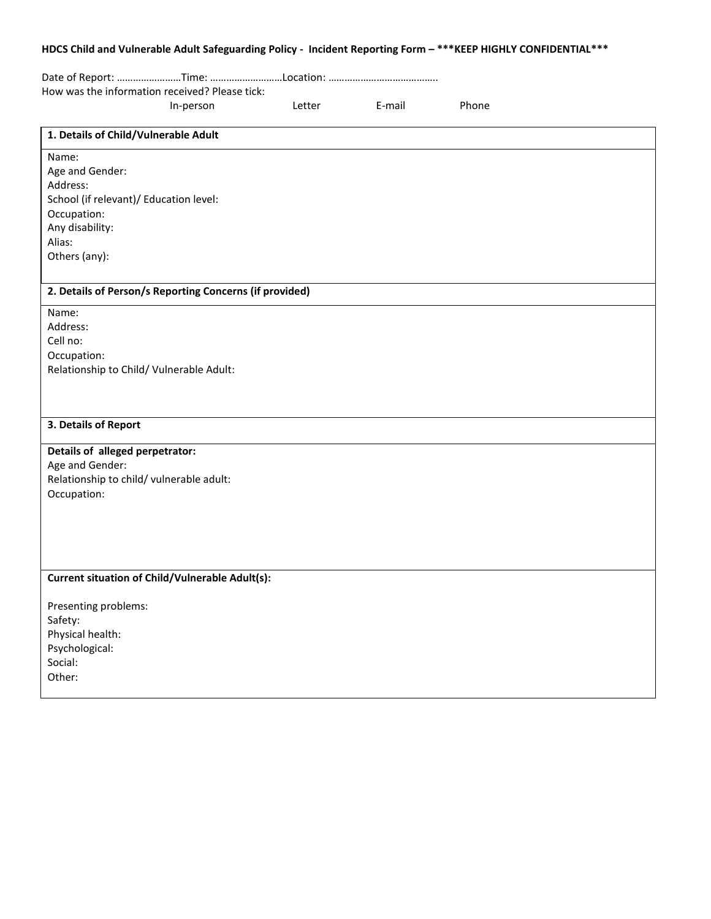**HDCS Child and Vulnerable Adult Safeguarding Policy - Incident Reporting Form – ***KEEP HIGHLY CONFIDENTIAL*****

Date of Report: ……………………Time: ………………………Location: …………………………………..

How was the information received? Please tick:

In-person Letter E-mail Phone

| **1. Details of Child/Vulnerable Adult** |
|---|
| Name:<br>Age and Gender:<br>Address:<br>School (if relevant)/ Education level:<br>Occupation:<br>Any disability:<br>Alias:<br>Others (any): |
| **2. Details of Person/s Reporting Concerns (if provided)** |
| Name:<br>Address:<br>Cell no:<br>Occupation:<br>Relationship to Child/ Vulnerable Adult: |
| **3. Details of Report** |
| **Details of alleged perpetrator:**<br>Age and Gender:<br>Relationship to child/ vulnerable adult:<br>Occupation: |
| **Current situation of Child/Vulnerable Adult(s):**<br><br>Presenting problems:<br>Safety:<br>Physical health:<br>Psychological:<br>Social:<br>Other: |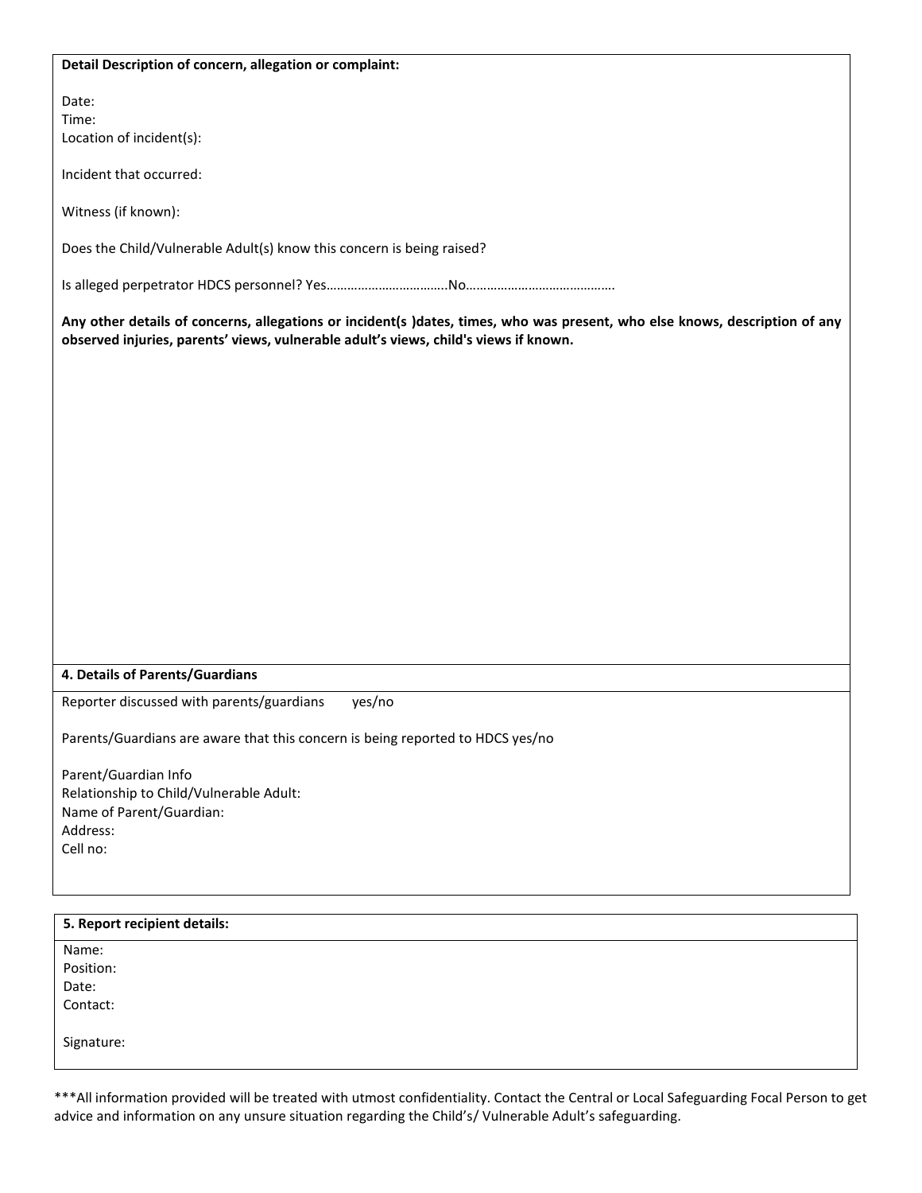**Detail Description of concern, allegation or complaint:**

Date:
Time:
Location of incident(s):

Incident that occurred:

Witness (if known):

Does the Child/Vulnerable Adult(s) know this concern is being raised?

Is alleged perpetrator HDCS personnel? Yes……………………………..No…………………………………….

**Any other details of concerns, allegations or incident(s )dates, times, who was present, who else knows, description of any observed injuries, parents' views, vulnerable adult's views, child's views if known.**

**4. Details of Parents/Guardians**

Reporter discussed with parents/guardians yes/no

Parents/Guardians are aware that this concern is being reported to HDCS yes/no

Parent/Guardian Info
Relationship to Child/Vulnerable Adult:
Name of Parent/Guardian:
Address:
Cell no:

**5. Report recipient details:**

Name:
Position:
Date:
Contact:

Signature:

***All information provided will be treated with utmost confidentiality. Contact the Central or Local Safeguarding Focal Person to get advice and information on any unsure situation regarding the Child's/ Vulnerable Adult's safeguarding.